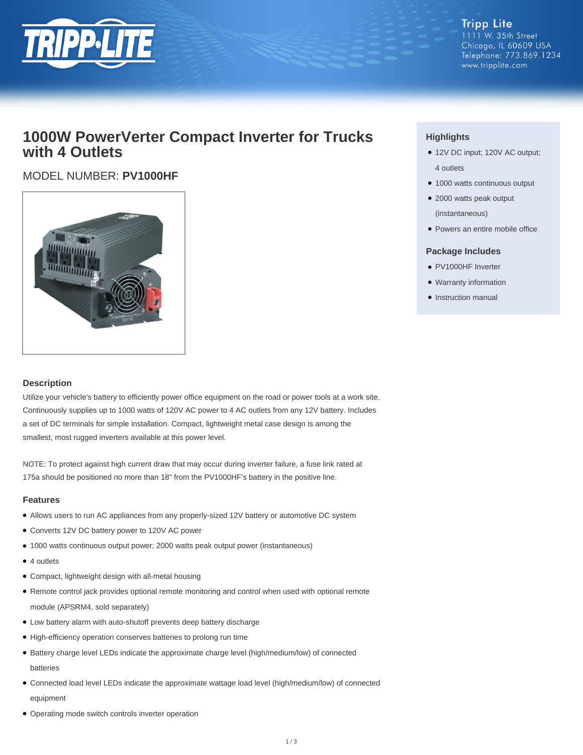Tripp Lite
1111 W. 35th Street
Chicago, IL 60609 USA
Telephone: 773.869.1234
www.tripplite.com

# 1000W PowerVerter Compact Inverter for Trucks with 4 Outlets

MODEL NUMBER: **PV1000HF**

## Highlights

- 12V DC input; 120V AC output; 4 outlets
- 1000 watts continuous output
- 2000 watts peak output (instantaneous)
- Powers an entire mobile office

## Package Includes

- PV1000HF Inverter
- Warranty information
- Instruction manual

## Description

Utilize your vehicle's battery to efficiently power office equipment on the road or power tools at a work site. Continuously supplies up to 1000 watts of 120V AC power to 4 AC outlets from any 12V battery. Includes a set of DC terminals for simple installation. Compact, lightweight metal case design is among the smallest, most rugged inverters available at this power level.

NOTE: To protect against high current draw that may occur during inverter failure, a fuse link rated at 175a should be positioned no more than 18" from the PV1000HF's battery in the positive line.

## Features

- Allows users to run AC appliances from any properly-sized 12V battery or automotive DC system
- Converts 12V DC battery power to 120V AC power
- 1000 watts continuous output power; 2000 watts peak output power (instantaneous)
- 4 outlets
- Compact, lightweight design with all-metal housing
- Remote control jack provides optional remote monitoring and control when used with optional remote module (APSRM4, sold separately)
- Low battery alarm with auto-shutoff prevents deep battery discharge
- High-efficiency operation conserves batteries to prolong run time
- Battery charge level LEDs indicate the approximate charge level (high/medium/low) of connected batteries
- Connected load level LEDs indicate the approximate wattage load level (high/medium/low) of connected equipment
- Operating mode switch controls inverter operation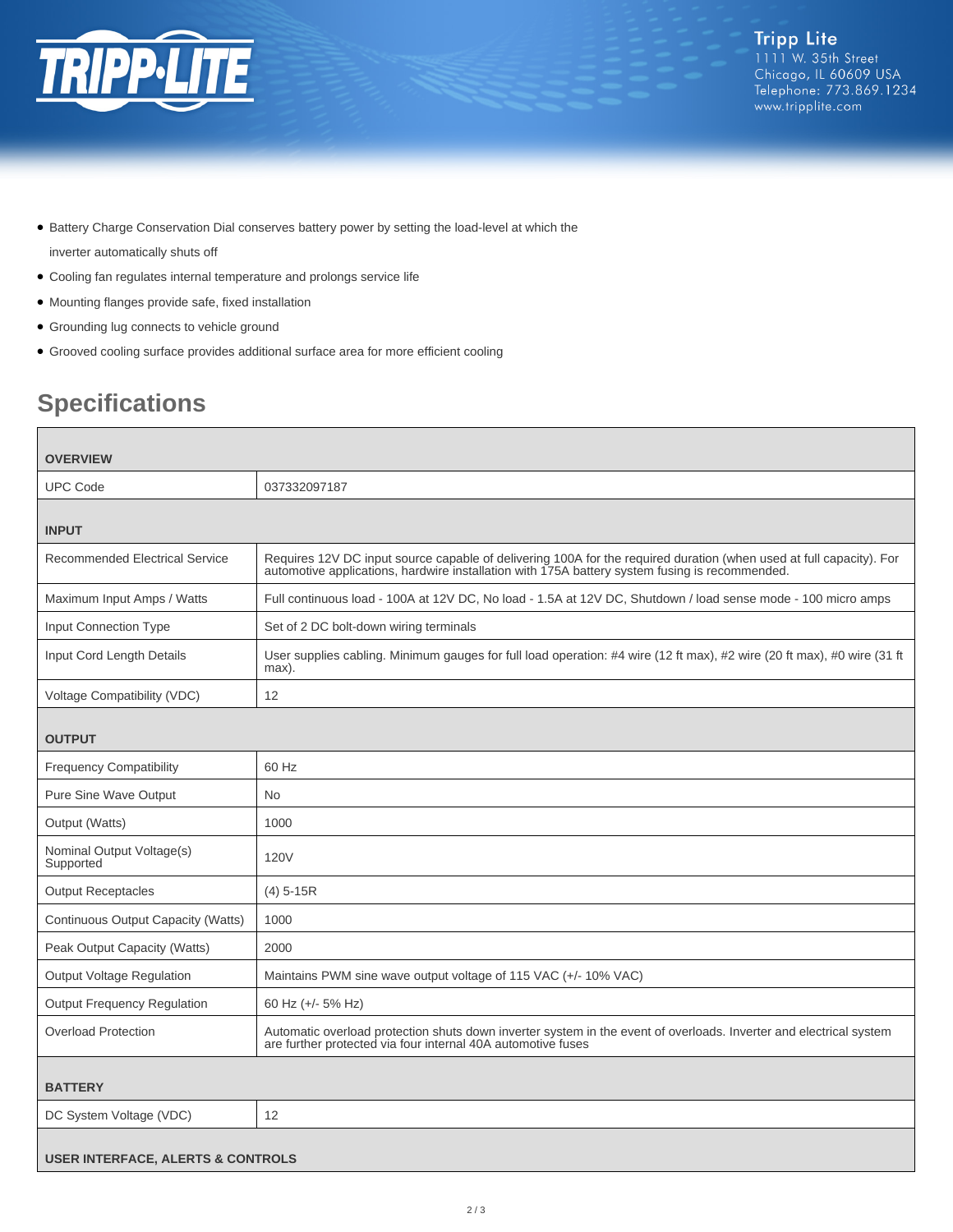- Battery Charge Conservation Dial conserves battery power by setting the load-level at which the inverter automatically shuts off
- Cooling fan regulates internal temperature and prolongs service life
- Mounting flanges provide safe, fixed installation
- Grounding lug connects to vehicle ground
- Grooved cooling surface provides additional surface area for more efficient cooling

## Specifications

| **OVERVIEW** | |
|---|---|
| UPC Code | 037332097187 |
| **INPUT** | |
| Recommended Electrical Service | Requires 12V DC input source capable of delivering 100A for the required duration (when used at full capacity). For automotive applications, hardwire installation with 175A battery system fusing is recommended. |
| Maximum Input Amps / Watts | Full continuous load - 100A at 12V DC, No load - 1.5A at 12V DC, Shutdown / load sense mode - 100 micro amps |
| Input Connection Type | Set of 2 DC bolt-down wiring terminals |
| Input Cord Length Details | User supplies cabling. Minimum gauges for full load operation: #4 wire (12 ft max), #2 wire (20 ft max), #0 wire (31 ft max). |
| Voltage Compatibility (VDC) | 12 |
| **OUTPUT** | |
| Frequency Compatibility | 60 Hz |
| Pure Sine Wave Output | No |
| Output (Watts) | 1000 |
| Nominal Output Voltage(s) Supported | 120V |
| Output Receptacles | (4) 5-15R |
| Continuous Output Capacity (Watts) | 1000 |
| Peak Output Capacity (Watts) | 2000 |
| Output Voltage Regulation | Maintains PWM sine wave output voltage of 115 VAC (+/- 10% VAC) |
| Output Frequency Regulation | 60 Hz (+/- 5% Hz) |
| Overload Protection | Automatic overload protection shuts down inverter system in the event of overloads. Inverter and electrical system are further protected via four internal 40A automotive fuses |
| **BATTERY** | |
| DC System Voltage (VDC) | 12 |
| **USER INTERFACE, ALERTS & CONTROLS** | |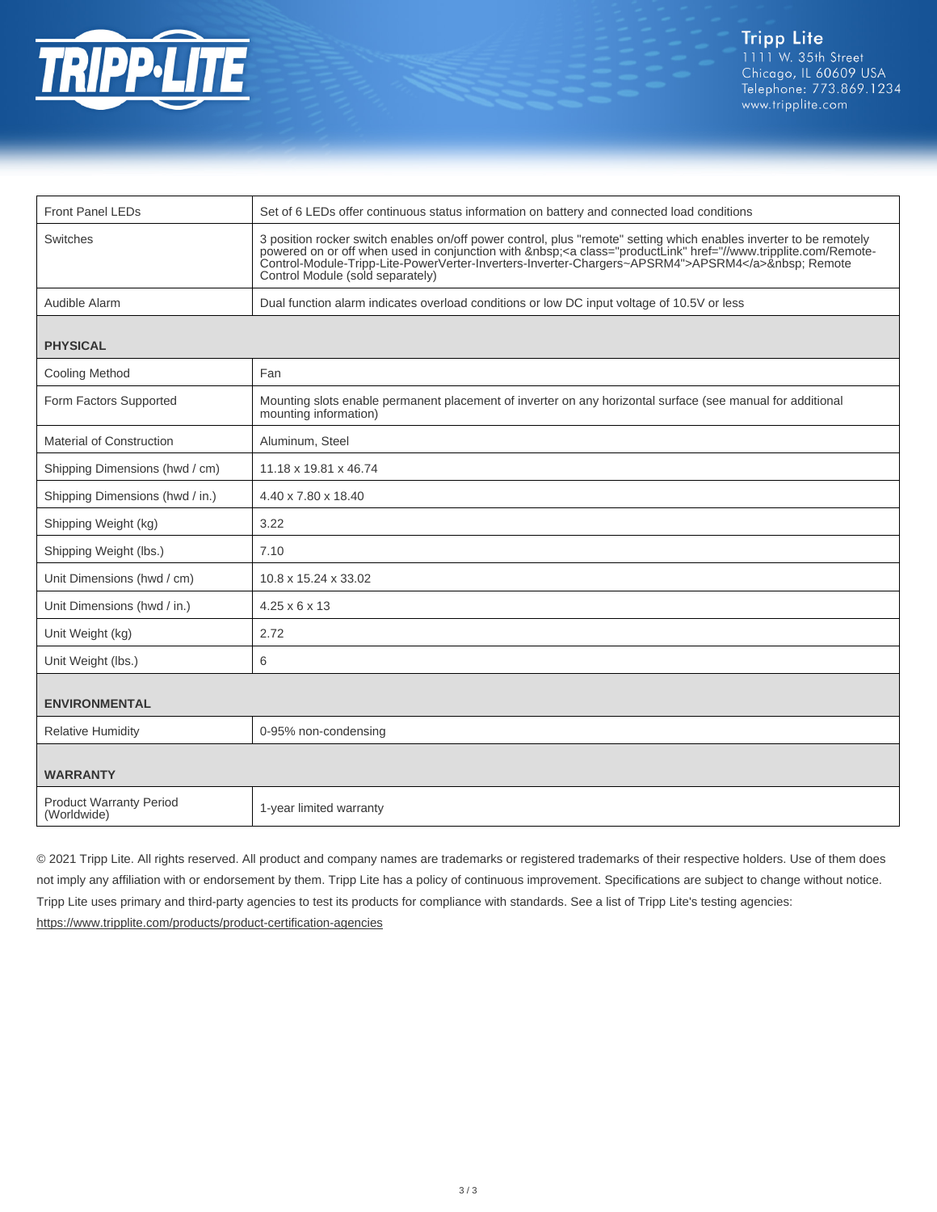| | |
|---|---|
| Front Panel LEDs | Set of 6 LEDs offer continuous status information on battery and connected load conditions |
| Switches | 3 position rocker switch enables on/off power control, plus "remote" setting which enables inverter to be remotely powered on or off when used in conjunction with &nbsp;<a class="productLink" href="//www.tripplite.com/Remote-Control-Module-Tripp-Lite-PowerVerter-Inverters-Inverter-Chargers~APSRM4">APSRM4</a>&nbsp; Remote Control Module (sold separately) |
| Audible Alarm | Dual function alarm indicates overload conditions or low DC input voltage of 10.5V or less |
| **PHYSICAL** | |
| Cooling Method | Fan |
| Form Factors Supported | Mounting slots enable permanent placement of inverter on any horizontal surface (see manual for additional mounting information) |
| Material of Construction | Aluminum, Steel |
| Shipping Dimensions (hwd / cm) | 11.18 x 19.81 x 46.74 |
| Shipping Dimensions (hwd / in.) | 4.40 x 7.80 x 18.40 |
| Shipping Weight (kg) | 3.22 |
| Shipping Weight (lbs.) | 7.10 |
| Unit Dimensions (hwd / cm) | 10.8 x 15.24 x 33.02 |
| Unit Dimensions (hwd / in.) | 4.25 x 6 x 13 |
| Unit Weight (kg) | 2.72 |
| Unit Weight (lbs.) | 6 |
| **ENVIRONMENTAL** | |
| Relative Humidity | 0-95% non-condensing |
| **WARRANTY** | |
| Product Warranty Period (Worldwide) | 1-year limited warranty |

© 2021 Tripp Lite. All rights reserved. All product and company names are trademarks or registered trademarks of their respective holders. Use of them does not imply any affiliation with or endorsement by them. Tripp Lite has a policy of continuous improvement. Specifications are subject to change without notice. Tripp Lite uses primary and third-party agencies to test its products for compliance with standards. See a list of Tripp Lite's testing agencies: https://www.tripplite.com/products/product-certification-agencies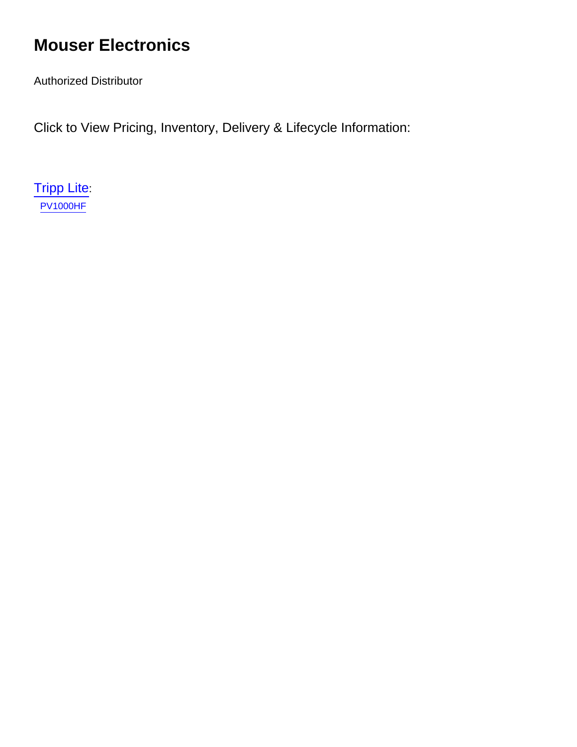# Mouser Electronics

Authorized Distributor

Click to View Pricing, Inventory, Delivery & Lifecycle Information:

Tripp Lite:

PV1000HF